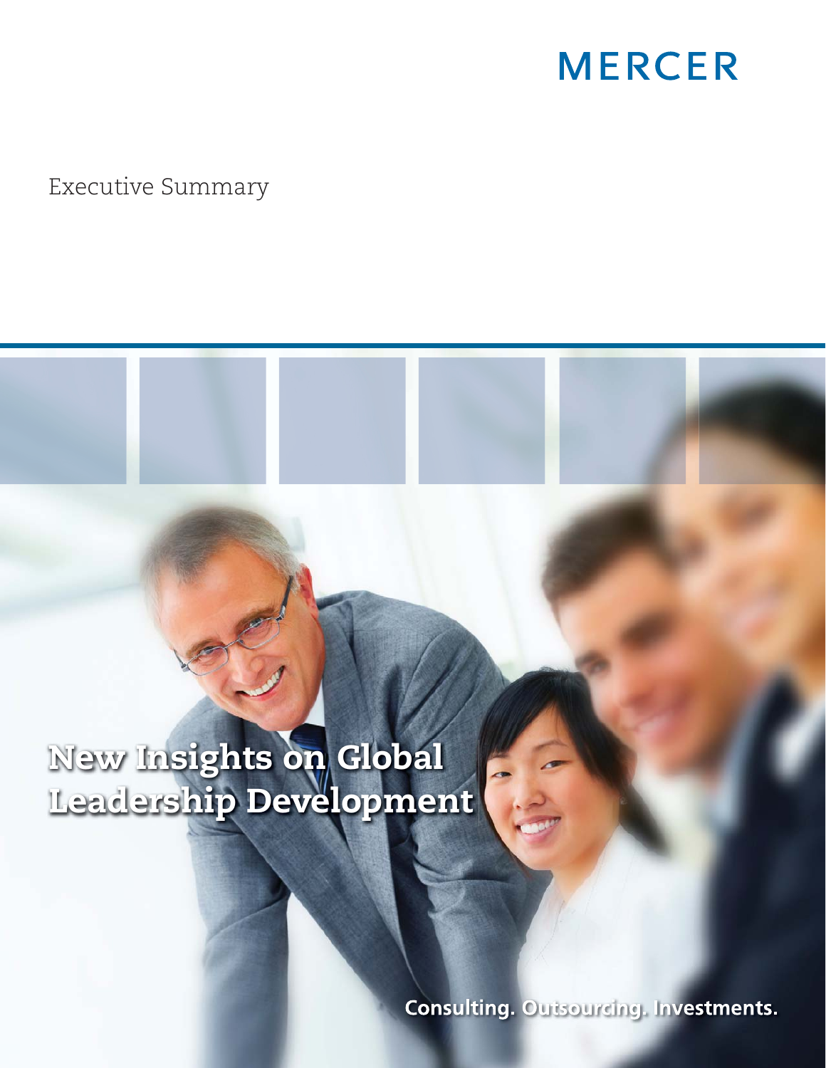MERCER

Executive Summary

# New Insights on Global Leadership Development

Consulting. Outsourcing. Investments.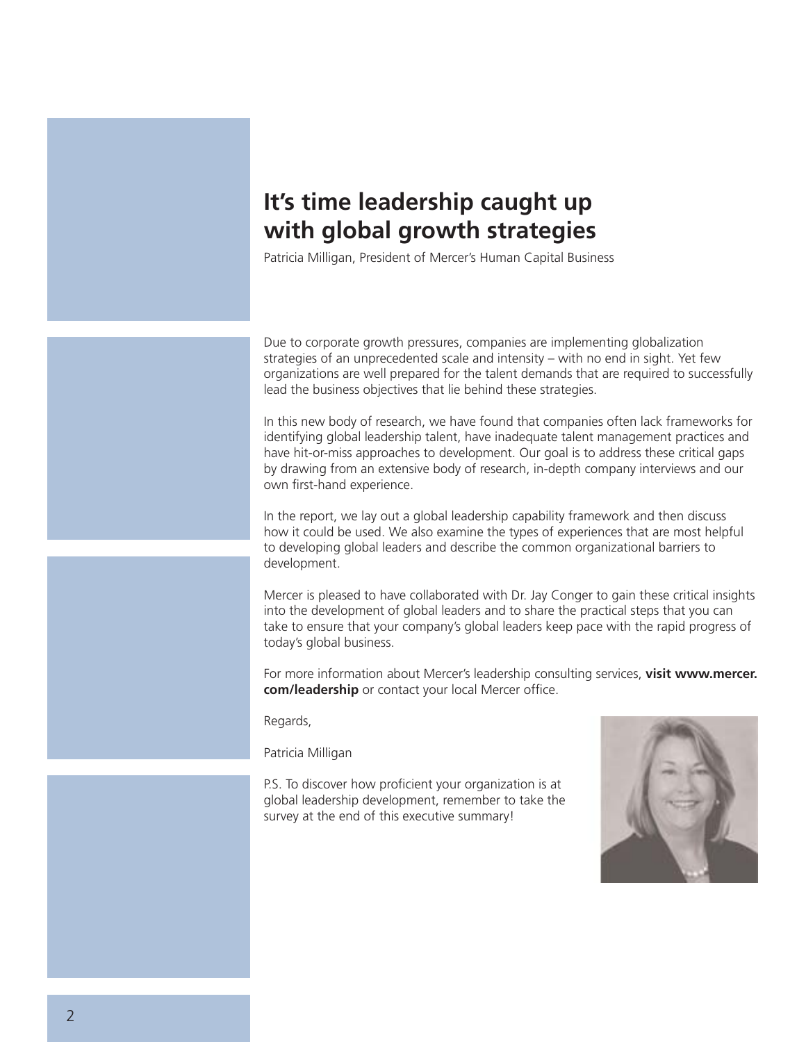# It's time leadership caught up with global growth strategies

Patricia Milligan, President of Mercer's Human Capital Business

Due to corporate growth pressures, companies are implementing globalization strategies of an unprecedented scale and intensity – with no end in sight. Yet few organizations are well prepared for the talent demands that are required to successfully lead the business objectives that lie behind these strategies.

In this new body of research, we have found that companies often lack frameworks for identifying global leadership talent, have inadequate talent management practices and have hit-or-miss approaches to development. Our goal is to address these critical gaps by drawing from an extensive body of research, in-depth company interviews and our own first-hand experience.

In the report, we lay out a global leadership capability framework and then discuss how it could be used. We also examine the types of experiences that are most helpful to developing global leaders and describe the common organizational barriers to development.

Mercer is pleased to have collaborated with Dr. Jay Conger to gain these critical insights into the development of global leaders and to share the practical steps that you can take to ensure that your company's global leaders keep pace with the rapid progress of today's global business.

For more information about Mercer's leadership consulting services, **visit www.mercer.com/leadership** or contact your local Mercer office.

Regards,

Patricia Milligan

P.S. To discover how proficient your organization is at global leadership development, remember to take the survey at the end of this executive summary!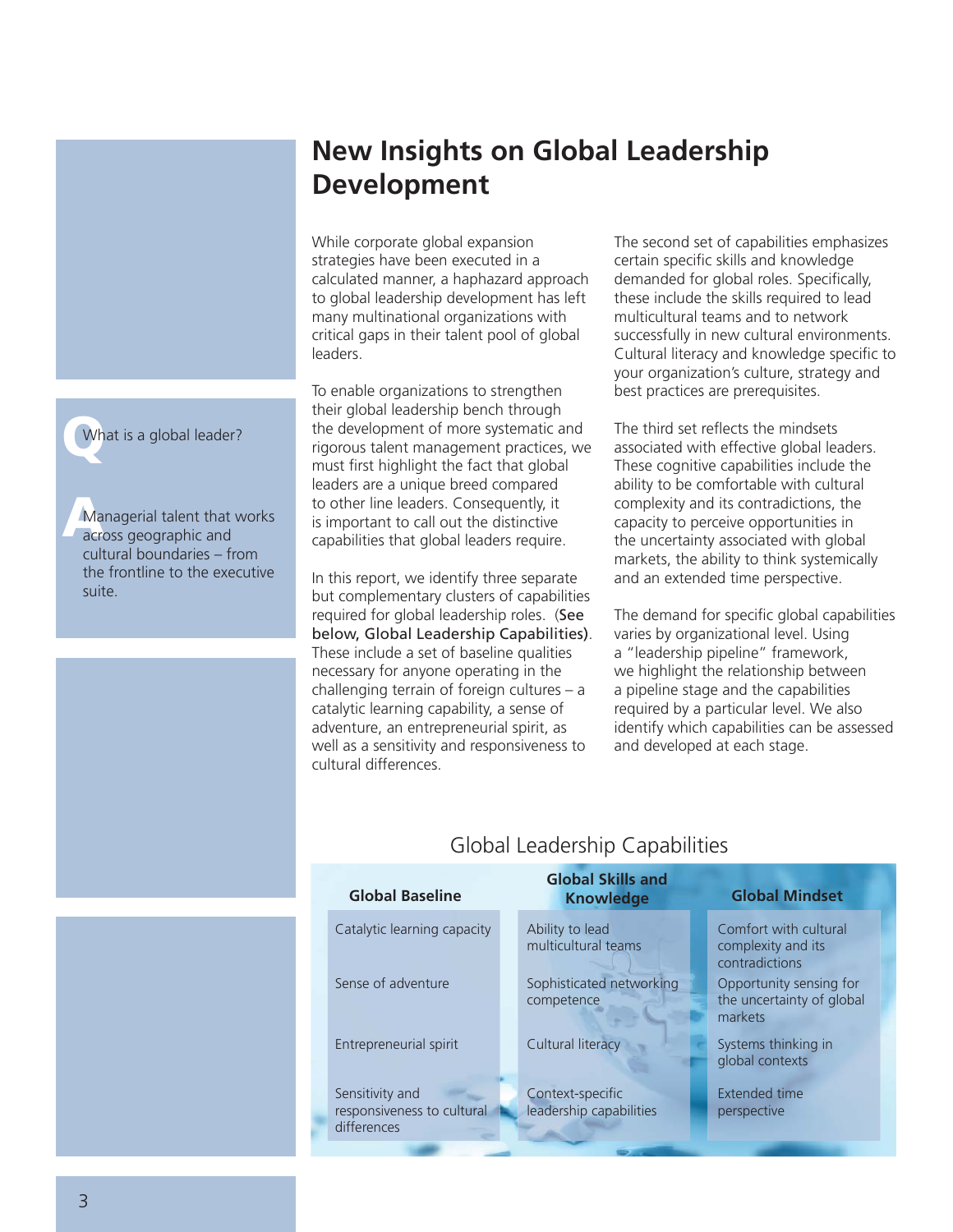# New Insights on Global Leadership Development

**Q** What is a global leader?

**A** Managerial talent that works across geographic and cultural boundaries – from the frontline to the executive suite.

While corporate global expansion strategies have been executed in a calculated manner, a haphazard approach to global leadership development has left many multinational organizations with critical gaps in their talent pool of global leaders.

To enable organizations to strengthen their global leadership bench through the development of more systematic and rigorous talent management practices, we must first highlight the fact that global leaders are a unique breed compared to other line leaders. Consequently, it is important to call out the distinctive capabilities that global leaders require.

In this report, we identify three separate but complementary clusters of capabilities required for global leadership roles. (See below, Global Leadership Capabilities). These include a set of baseline qualities necessary for anyone operating in the challenging terrain of foreign cultures – a catalytic learning capability, a sense of adventure, an entrepreneurial spirit, as well as a sensitivity and responsiveness to cultural differences.

The second set of capabilities emphasizes certain specific skills and knowledge demanded for global roles. Specifically, these include the skills required to lead multicultural teams and to network successfully in new cultural environments. Cultural literacy and knowledge specific to your organization's culture, strategy and best practices are prerequisites.

The third set reflects the mindsets associated with effective global leaders. These cognitive capabilities include the ability to be comfortable with cultural complexity and its contradictions, the capacity to perceive opportunities in the uncertainty associated with global markets, the ability to think systemically and an extended time perspective.

The demand for specific global capabilities varies by organizational level. Using a "leadership pipeline" framework, we highlight the relationship between a pipeline stage and the capabilities required by a particular level. We also identify which capabilities can be assessed and developed at each stage.

## Global Leadership Capabilities

| Global Baseline | Global Skills and Knowledge | Global Mindset |
|---|---|---|
| Catalytic learning capacity | Ability to lead multicultural teams | Comfort with cultural complexity and its contradictions |
| Sense of adventure | Sophisticated networking competence | Opportunity sensing for the uncertainty of global markets |
| Entrepreneurial spirit | Cultural literacy | Systems thinking in global contexts |
| Sensitivity and responsiveness to cultural differences | Context-specific leadership capabilities | Extended time perspective |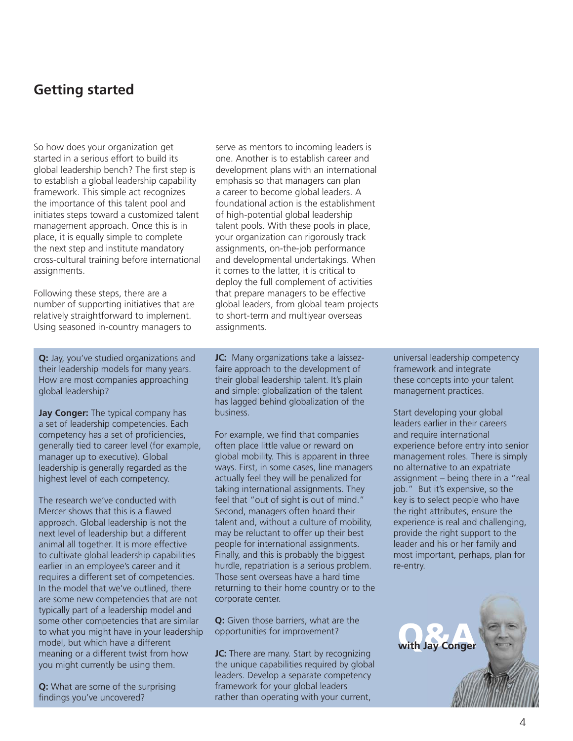## Getting started

So how does your organization get started in a serious effort to build its global leadership bench? The first step is to establish a global leadership capability framework. This simple act recognizes the importance of this talent pool and initiates steps toward a customized talent management approach. Once this is in place, it is equally simple to complete the next step and institute mandatory cross-cultural training before international assignments.

Following these steps, there are a number of supporting initiatives that are relatively straightforward to implement. Using seasoned in-country managers to serve as mentors to incoming leaders is one. Another is to establish career and development plans with an international emphasis so that managers can plan a career to become global leaders. A foundational action is the establishment of high-potential global leadership talent pools. With these pools in place, your organization can rigorously track assignments, on-the-job performance and developmental undertakings. When it comes to the latter, it is critical to deploy the full complement of activities that prepare managers to be effective global leaders, from global team projects to short-term and multiyear overseas assignments.

### Q&A with Jay Conger

**Q:** Jay, you've studied organizations and their leadership models for many years. How are most companies approaching global leadership?

**Jay Conger:** The typical company has a set of leadership competencies. Each competency has a set of proficiencies, generally tied to career level (for example, manager up to executive). Global leadership is generally regarded as the highest level of each competency.

The research we've conducted with Mercer shows that this is a flawed approach. Global leadership is not the next level of leadership but a different animal all together. It is more effective to cultivate global leadership capabilities earlier in an employee's career and it requires a different set of competencies. In the model that we've outlined, there are some new competencies that are not typically part of a leadership model and some other competencies that are similar to what you might have in your leadership model, but which have a different meaning or a different twist from how you might currently be using them.

**Q:** What are some of the surprising findings you've uncovered?

**JC:** Many organizations take a laissez-faire approach to the development of their global leadership talent. It's plain and simple: globalization of the talent has lagged behind globalization of the business.

For example, we find that companies often place little value or reward on global mobility. This is apparent in three ways. First, in some cases, line managers actually feel they will be penalized for taking international assignments. They feel that "out of sight is out of mind." Second, managers often hoard their talent and, without a culture of mobility, may be reluctant to offer up their best people for international assignments. Finally, and this is probably the biggest hurdle, repatriation is a serious problem. Those sent overseas have a hard time returning to their home country or to the corporate center.

**Q:** Given those barriers, what are the opportunities for improvement?

**JC:** There are many. Start by recognizing the unique capabilities required by global leaders. Develop a separate competency framework for your global leaders rather than operating with your current, universal leadership competency framework and integrate these concepts into your talent management practices.

Start developing your global leaders earlier in their careers and require international experience before entry into senior management roles. There is simply no alternative to an expatriate assignment – being there in a "real job." But it's expensive, so the key is to select people who have the right attributes, ensure the experience is real and challenging, provide the right support to the leader and his or her family and most important, perhaps, plan for re-entry.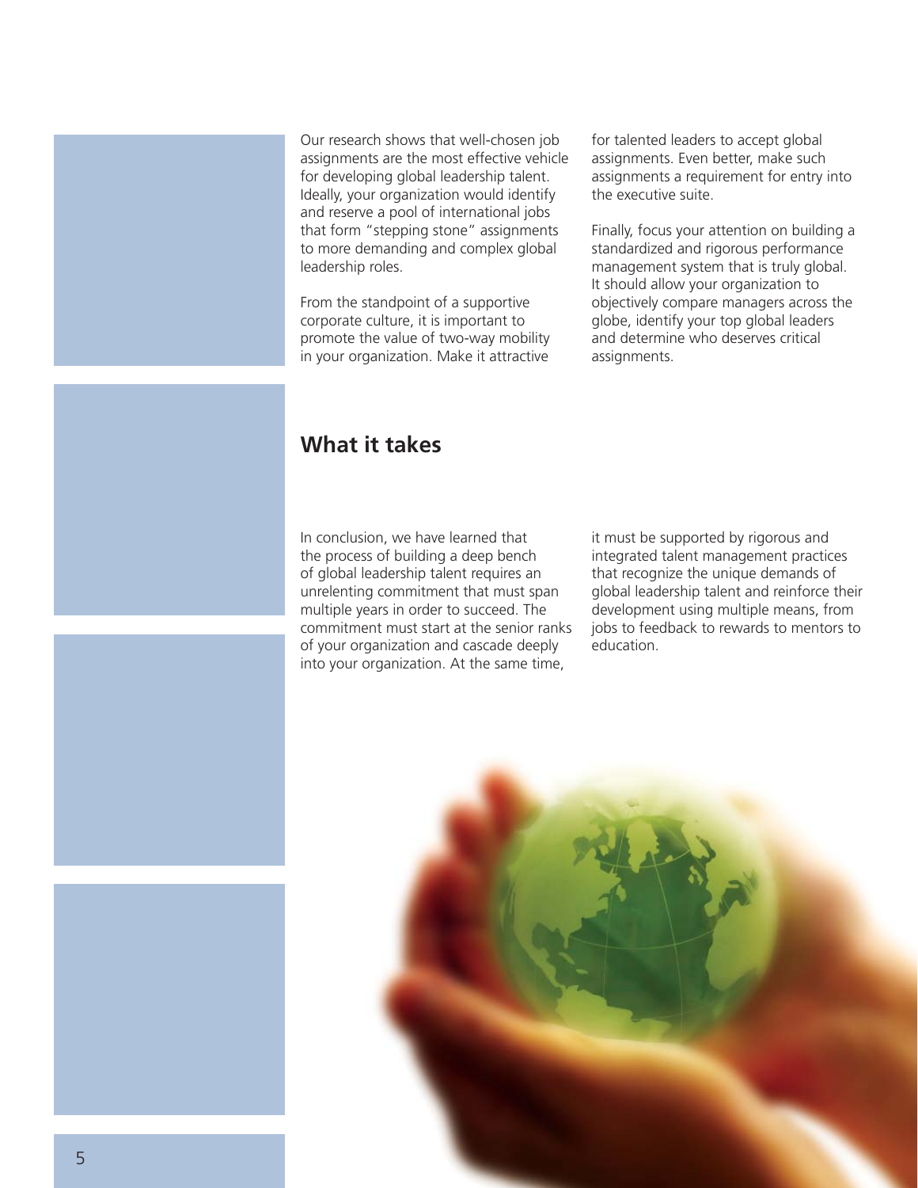Our research shows that well-chosen job assignments are the most effective vehicle for developing global leadership talent. Ideally, your organization would identify and reserve a pool of international jobs that form "stepping stone" assignments to more demanding and complex global leadership roles.

From the standpoint of a supportive corporate culture, it is important to promote the value of two-way mobility in your organization. Make it attractive for talented leaders to accept global assignments. Even better, make such assignments a requirement for entry into the executive suite.

Finally, focus your attention on building a standardized and rigorous performance management system that is truly global. It should allow your organization to objectively compare managers across the globe, identify your top global leaders and determine who deserves critical assignments.

## What it takes

In conclusion, we have learned that the process of building a deep bench of global leadership talent requires an unrelenting commitment that must span multiple years in order to succeed. The commitment must start at the senior ranks of your organization and cascade deeply into your organization. At the same time, it must be supported by rigorous and integrated talent management practices that recognize the unique demands of global leadership talent and reinforce their development using multiple means, from jobs to feedback to rewards to mentors to education.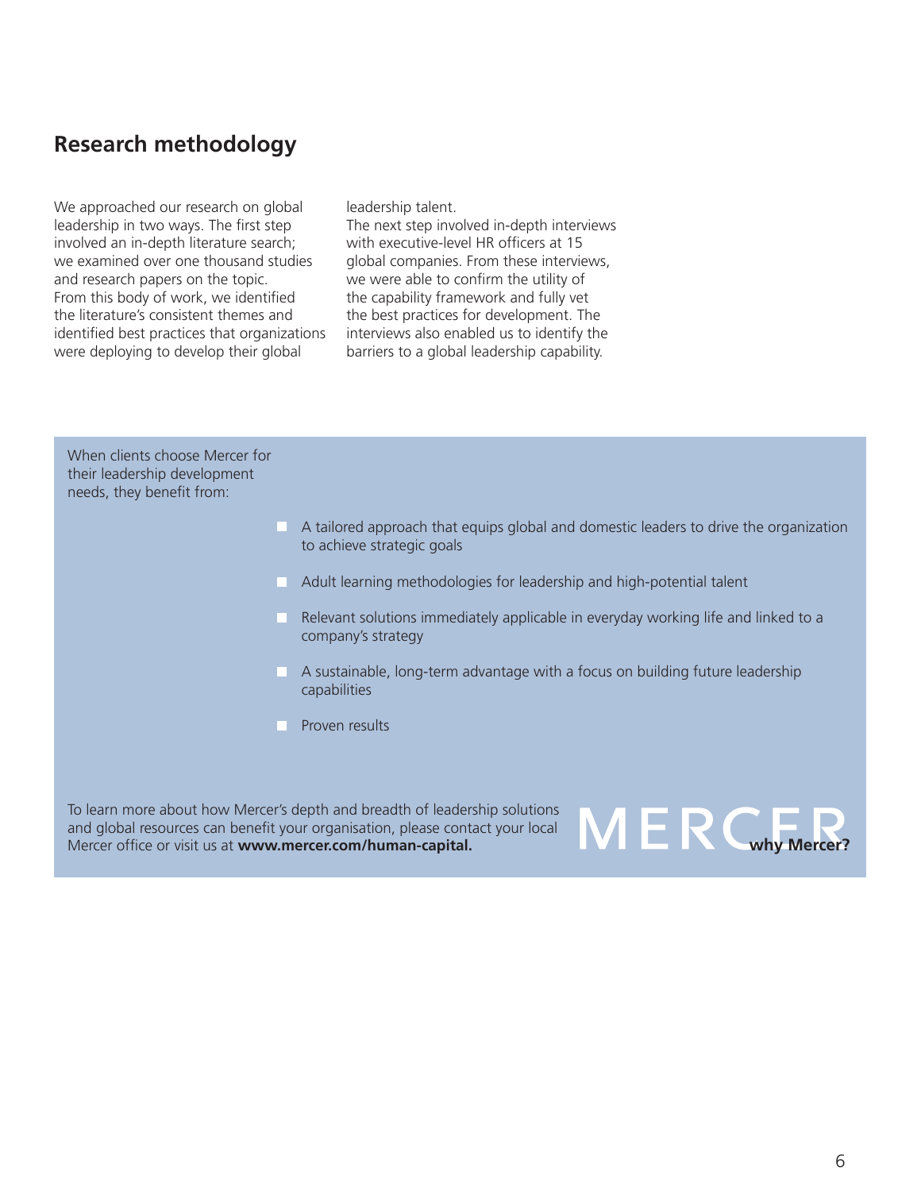## Research methodology

We approached our research on global leadership in two ways. The first step involved an in-depth literature search; we examined over one thousand studies and research papers on the topic. From this body of work, we identified the literature's consistent themes and identified best practices that organizations were deploying to develop their global leadership talent.

The next step involved in-depth interviews with executive-level HR officers at 15 global companies. From these interviews, we were able to confirm the utility of the capability framework and fully vet the best practices for development. The interviews also enabled us to identify the barriers to a global leadership capability.

When clients choose Mercer for their leadership development needs, they benefit from:

- A tailored approach that equips global and domestic leaders to drive the organization to achieve strategic goals
- Adult learning methodologies for leadership and high-potential talent
- Relevant solutions immediately applicable in everyday working life and linked to a company's strategy
- A sustainable, long-term advantage with a focus on building future leadership capabilities
- Proven results

To learn more about how Mercer's depth and breadth of leadership solutions and global resources can benefit your organisation, please contact your local Mercer office or visit us at **www.mercer.com/human-capital.**

MERCER **why Mercer?**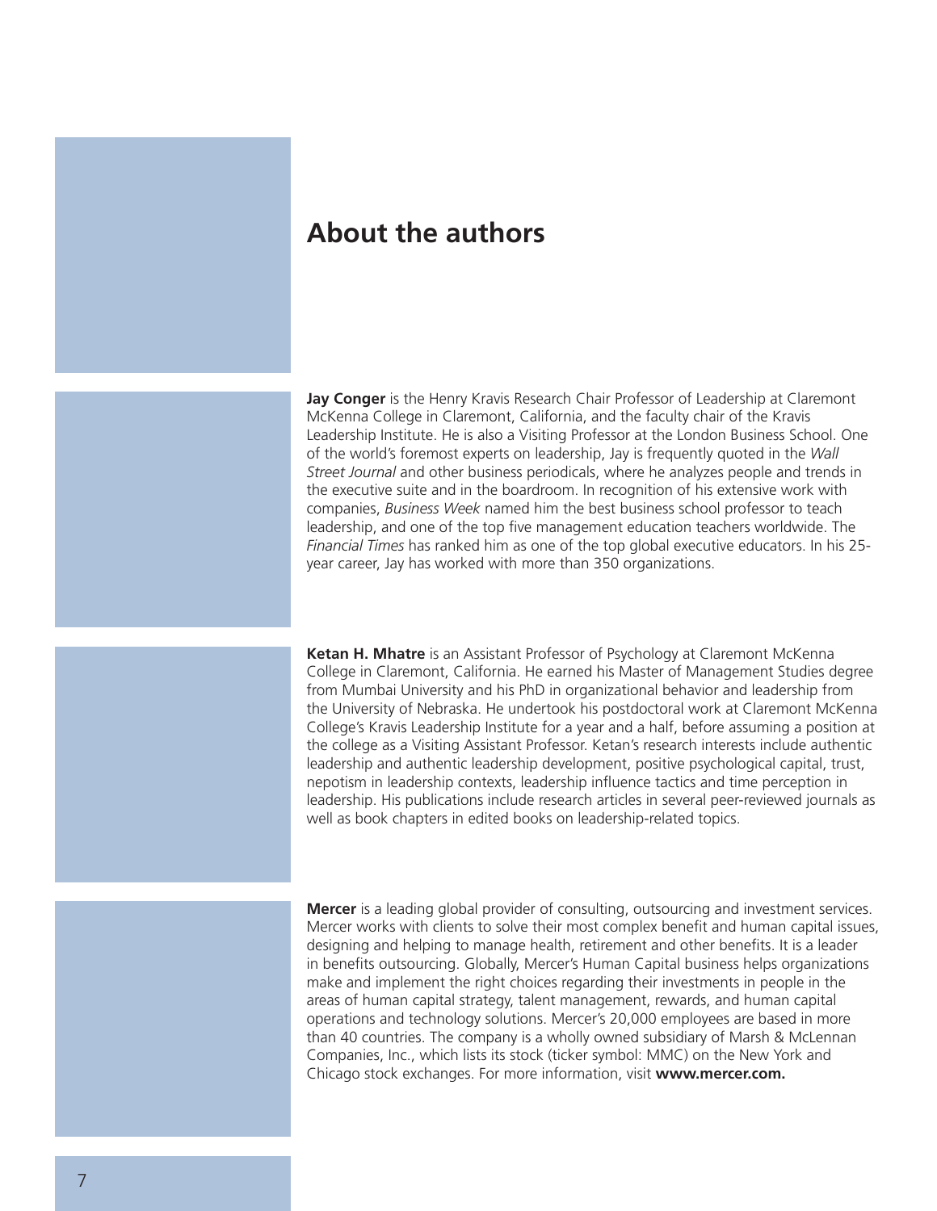# About the authors

**Jay Conger** is the Henry Kravis Research Chair Professor of Leadership at Claremont McKenna College in Claremont, California, and the faculty chair of the Kravis Leadership Institute. He is also a Visiting Professor at the London Business School. One of the world's foremost experts on leadership, Jay is frequently quoted in the *Wall Street Journal* and other business periodicals, where he analyzes people and trends in the executive suite and in the boardroom. In recognition of his extensive work with companies, *Business Week* named him the best business school professor to teach leadership, and one of the top five management education teachers worldwide. The *Financial Times* has ranked him as one of the top global executive educators. In his 25-year career, Jay has worked with more than 350 organizations.

**Ketan H. Mhatre** is an Assistant Professor of Psychology at Claremont McKenna College in Claremont, California. He earned his Master of Management Studies degree from Mumbai University and his PhD in organizational behavior and leadership from the University of Nebraska. He undertook his postdoctoral work at Claremont McKenna College's Kravis Leadership Institute for a year and a half, before assuming a position at the college as a Visiting Assistant Professor. Ketan's research interests include authentic leadership and authentic leadership development, positive psychological capital, trust, nepotism in leadership contexts, leadership influence tactics and time perception in leadership. His publications include research articles in several peer-reviewed journals as well as book chapters in edited books on leadership-related topics.

**Mercer** is a leading global provider of consulting, outsourcing and investment services. Mercer works with clients to solve their most complex benefit and human capital issues, designing and helping to manage health, retirement and other benefits. It is a leader in benefits outsourcing. Globally, Mercer's Human Capital business helps organizations make and implement the right choices regarding their investments in people in the areas of human capital strategy, talent management, rewards, and human capital operations and technology solutions. Mercer's 20,000 employees are based in more than 40 countries. The company is a wholly owned subsidiary of Marsh & McLennan Companies, Inc., which lists its stock (ticker symbol: MMC) on the New York and Chicago stock exchanges. For more information, visit **www.mercer.com.**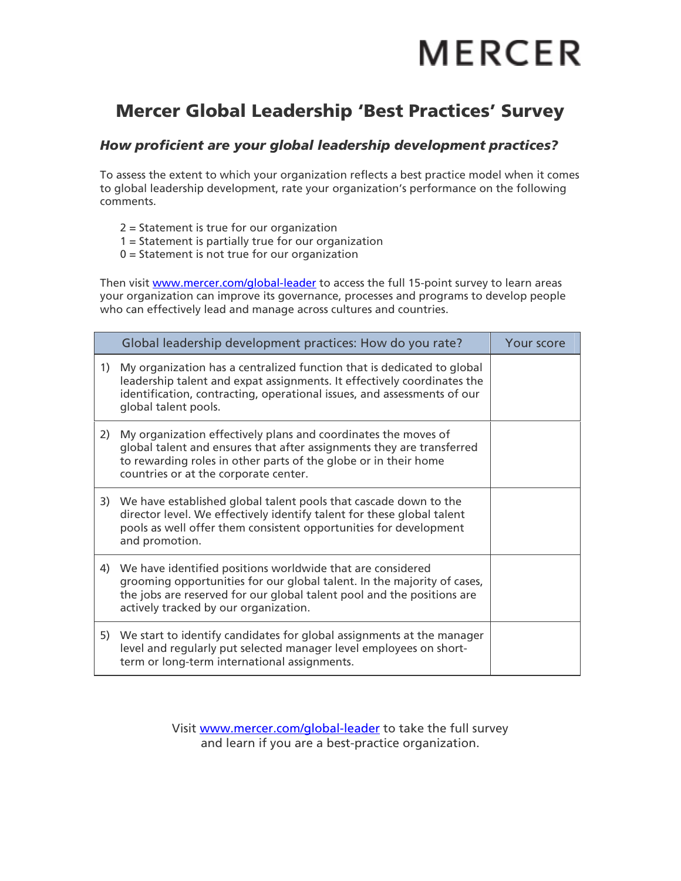MERCER

# Mercer Global Leadership 'Best Practices' Survey

### *How proficient are your global leadership development practices?*

To assess the extent to which your organization reflects a best practice model when it comes to global leadership development, rate your organization's performance on the following comments.

2 = Statement is true for our organization
1 = Statement is partially true for our organization
0 = Statement is not true for our organization

Then visit [www.mercer.com/global-leader](http://www.mercer.com/global-leader) to access the full 15-point survey to learn areas your organization can improve its governance, processes and programs to develop people who can effectively lead and manage across cultures and countries.

| Global leadership development practices: How do you rate? | Your score |
|---|---|
| 1) My organization has a centralized function that is dedicated to global leadership talent and expat assignments. It effectively coordinates the identification, contracting, operational issues, and assessments of our global talent pools. | |
| 2) My organization effectively plans and coordinates the moves of global talent and ensures that after assignments they are transferred to rewarding roles in other parts of the globe or in their home countries or at the corporate center. | |
| 3) We have established global talent pools that cascade down to the director level. We effectively identify talent for these global talent pools as well offer them consistent opportunities for development and promotion. | |
| 4) We have identified positions worldwide that are considered grooming opportunities for our global talent. In the majority of cases, the jobs are reserved for our global talent pool and the positions are actively tracked by our organization. | |
| 5) We start to identify candidates for global assignments at the manager level and regularly put selected manager level employees on short-term or long-term international assignments. | |

Visit [www.mercer.com/global-leader](http://www.mercer.com/global-leader) to take the full survey and learn if you are a best-practice organization.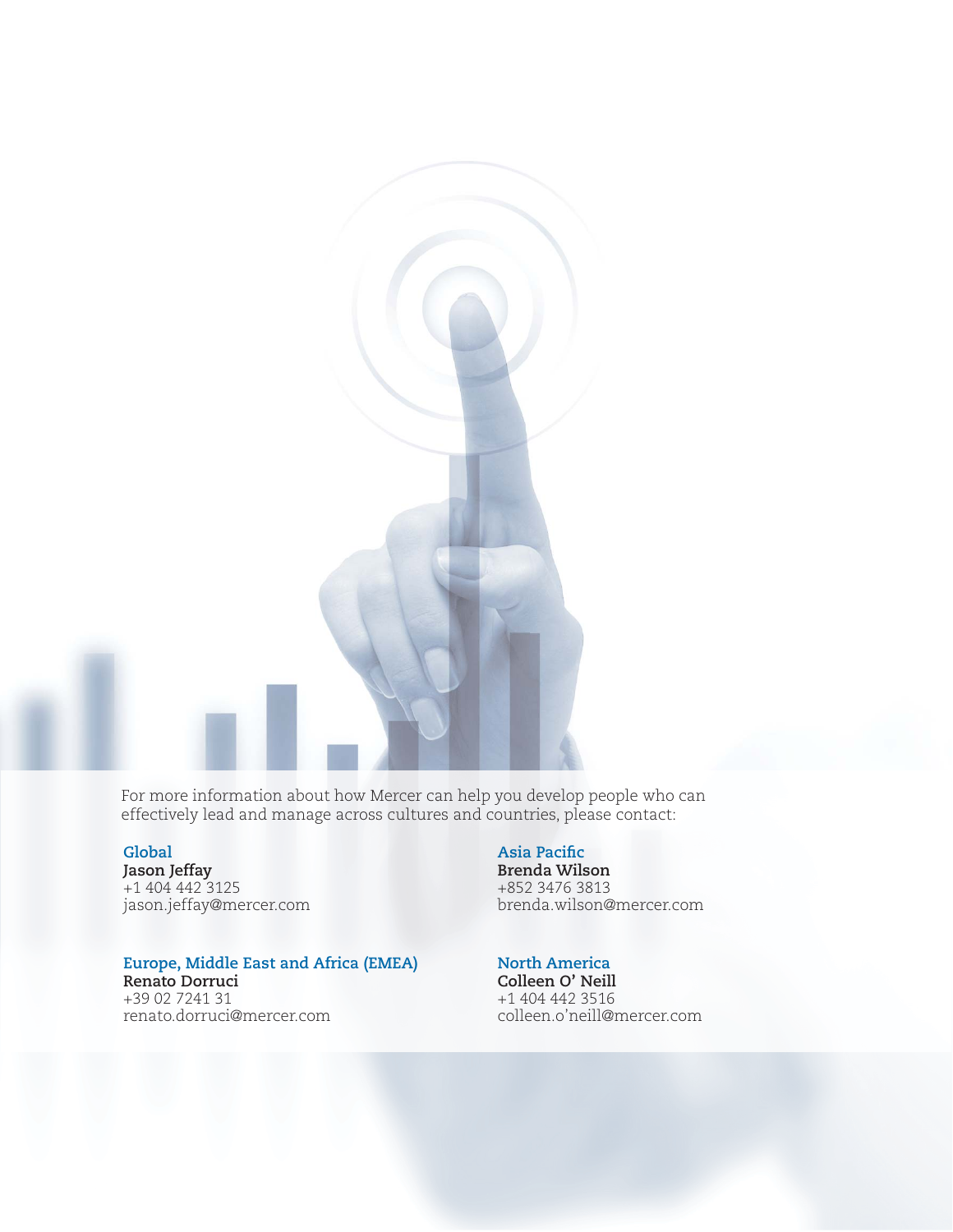For more information about how Mercer can help you develop people who can effectively lead and manage across cultures and countries, please contact:

**Global**
**Jason Jeffay**
+1 404 442 3125
jason.jeffay@mercer.com

**Asia Pacific**
**Brenda Wilson**
+852 3476 3813
brenda.wilson@mercer.com

**Europe, Middle East and Africa (EMEA)**
**Renato Dorruci**
+39 02 7241 31
renato.dorruci@mercer.com

**North America**
**Colleen O' Neill**
+1 404 442 3516
colleen.o'neill@mercer.com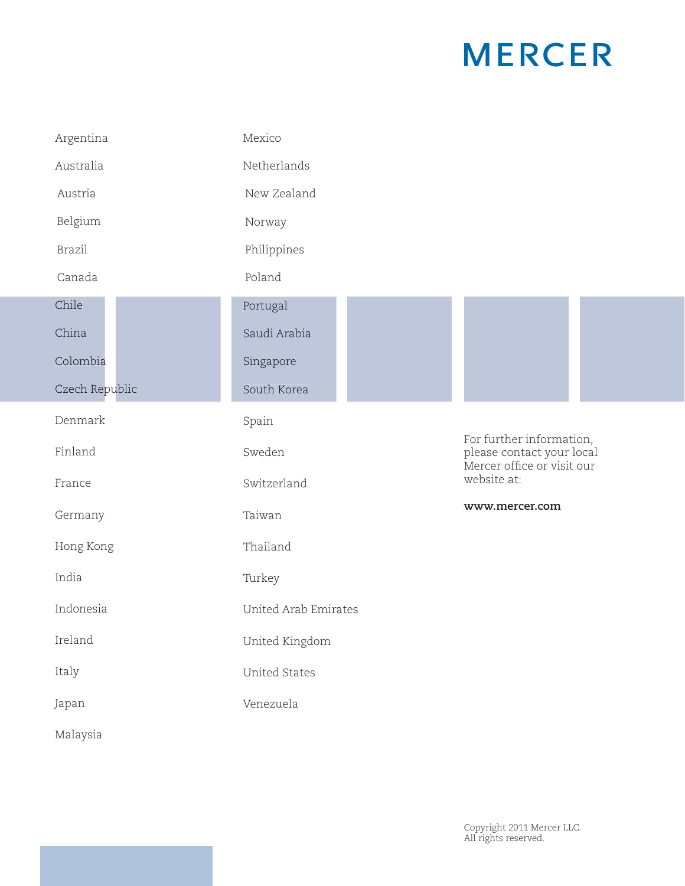MERCER

Argentina
Australia
Austria
Belgium
Brazil
Canada
Chile
China
Colombia
Czech Republic
Denmark
Finland
France
Germany
Hong Kong
India
Indonesia
Ireland
Italy
Japan
Malaysia
Mexico
Netherlands
New Zealand
Norway
Philippines
Poland
Portugal
Saudi Arabia
Singapore
South Korea
Spain
Sweden
Switzerland
Taiwan
Thailand
Turkey
United Arab Emirates
United Kingdom
United States
Venezuela

For further information, please contact your local Mercer office or visit our website at:

**www.mercer.com**

Copyright 2011 Mercer LLC.
All rights reserved.